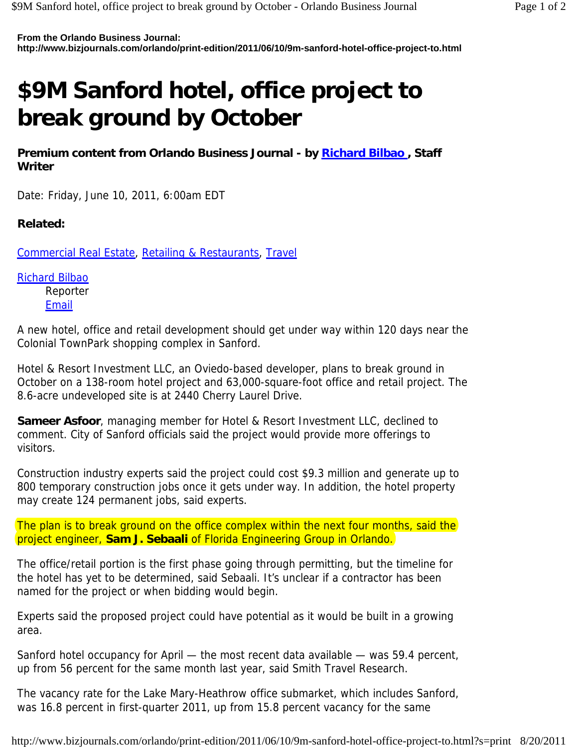**From the Orlando Business Journal:**
**http://www.bizjournals.com/orlando/print-edition/2011/06/10/9m-sanford-hotel-office-project-to.html**

# $9M Sanford hotel, office project to break ground by October

**Premium content from Orlando Business Journal - by Richard Bilbao , Staff Writer**

Date: Friday, June 10, 2011, 6:00am EDT

**Related:**

Commercial Real Estate, Retailing & Restaurants, Travel

Richard Bilbao
Reporter
Email

A new hotel, office and retail development should get under way within 120 days near the Colonial TownPark shopping complex in Sanford.

Hotel & Resort Investment LLC, an Oviedo-based developer, plans to break ground in October on a 138-room hotel project and 63,000-square-foot office and retail project. The 8.6-acre undeveloped site is at 2440 Cherry Laurel Drive.

**Sameer Asfoor**, managing member for Hotel & Resort Investment LLC, declined to comment. City of Sanford officials said the project would provide more offerings to visitors.

Construction industry experts said the project could cost $9.3 million and generate up to 800 temporary construction jobs once it gets under way. In addition, the hotel property may create 124 permanent jobs, said experts.

The plan is to break ground on the office complex within the next four months, said the project engineer, **Sam J. Sebaali** of Florida Engineering Group in Orlando.

The office/retail portion is the first phase going through permitting, but the timeline for the hotel has yet to be determined, said Sebaali. It's unclear if a contractor has been named for the project or when bidding would begin.

Experts said the proposed project could have potential as it would be built in a growing area.

Sanford hotel occupancy for April — the most recent data available — was 59.4 percent, up from 56 percent for the same month last year, said Smith Travel Research.

The vacancy rate for the Lake Mary-Heathrow office submarket, which includes Sanford, was 16.8 percent in first-quarter 2011, up from 15.8 percent vacancy for the same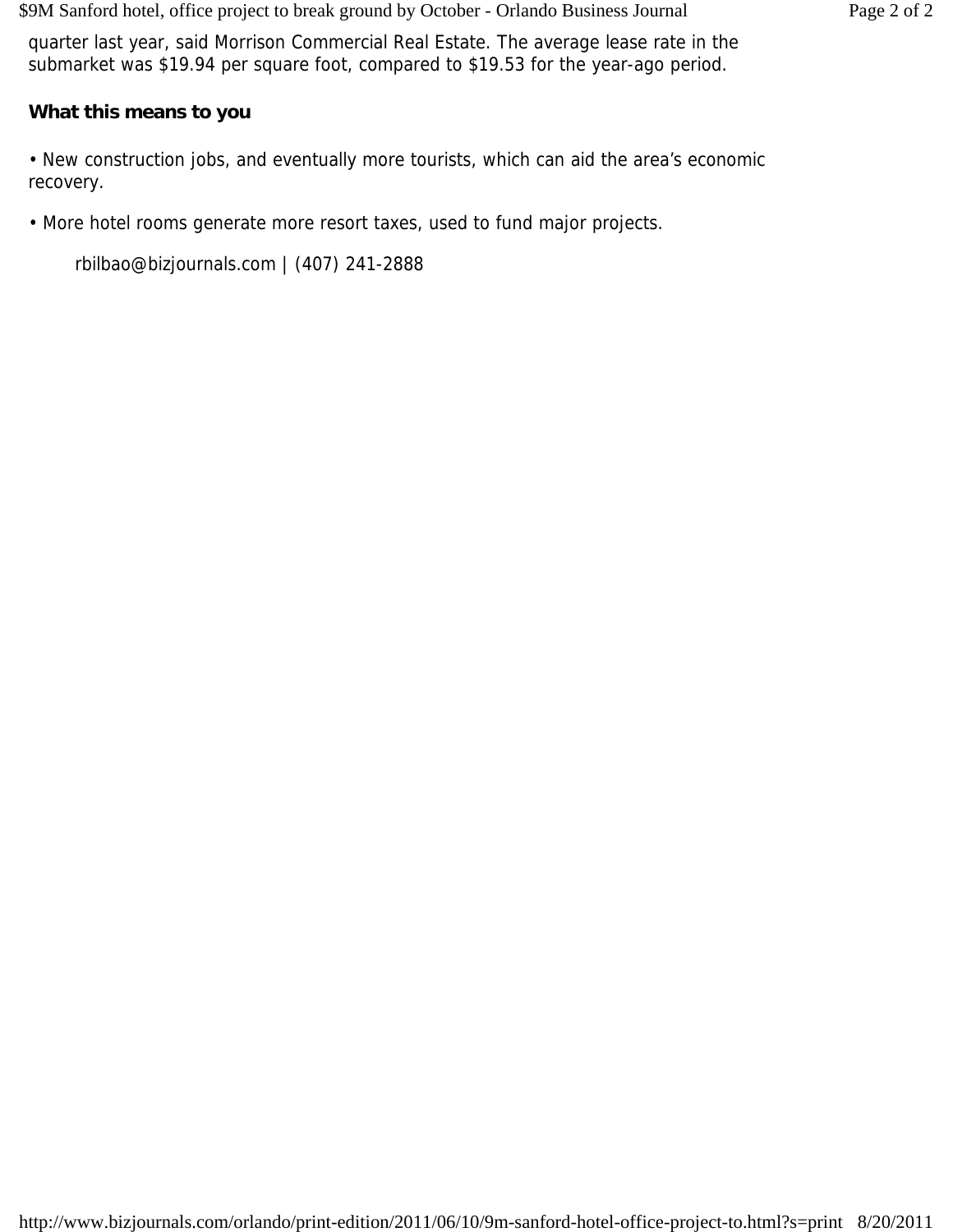quarter last year, said Morrison Commercial Real Estate. The average lease rate in the submarket was $19.94 per square foot, compared to $19.53 for the year-ago period.

**What this means to you**

• New construction jobs, and eventually more tourists, which can aid the area’s economic recovery.

• More hotel rooms generate more resort taxes, used to fund major projects.

rbilbao@bizjournals.com | (407) 241-2888